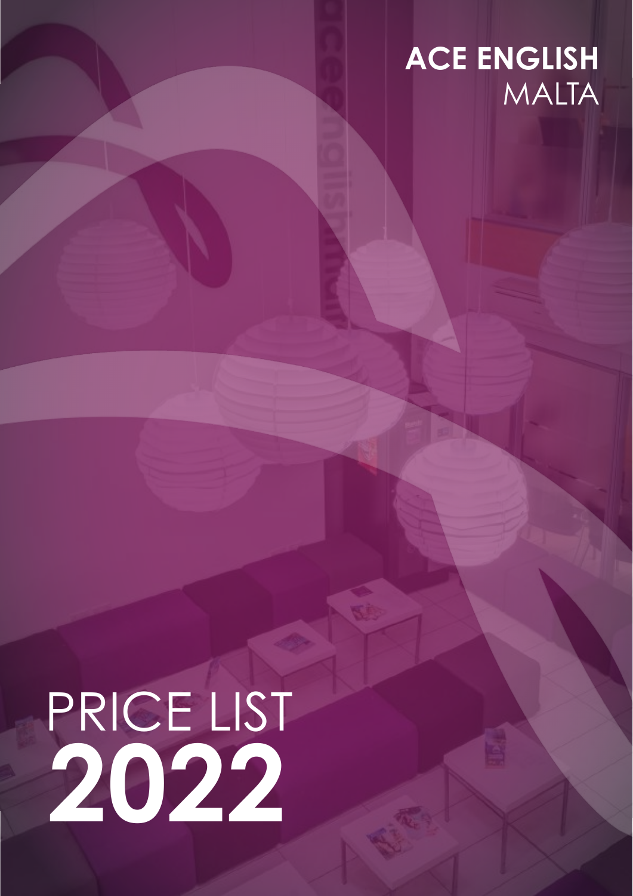# ACE ENGLISH
## MALTA

# PRICE LIST
# 2022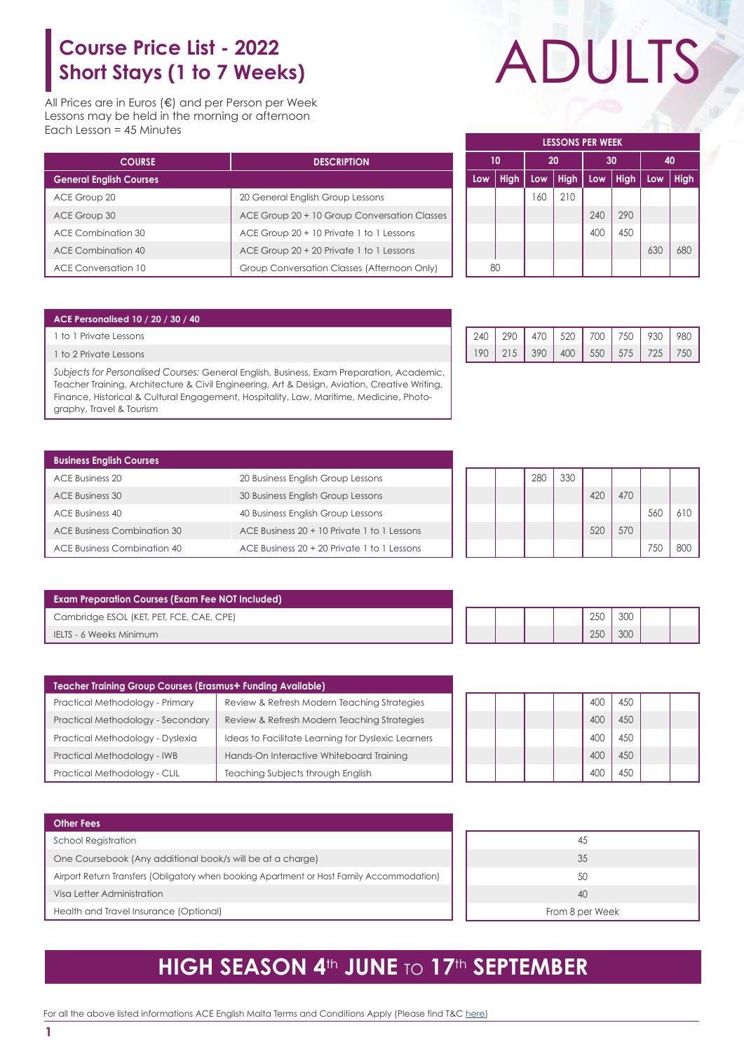# Course Price List - 2022

## Short Stays (1 to 7 Weeks)

# ADULTS

All Prices are in Euros (€) and per Person per Week
Lessons may be held in the morning or afternoon
Each Lesson = 45 Minutes

| COURSE | DESCRIPTION | 10 Low | 10 High | 20 Low | 20 High | 30 Low | 30 High | 40 Low | 40 High |
|---|---|---|---|---|---|---|---|---|---|
| **General English Courses** | | | | | | | | | |
| ACE Group 20 | 20 General English Group Lessons | | | 160 | 210 | | | | |
| ACE Group 30 | ACE Group 20 + 10 Group Conversation Classes | | | | | 240 | 290 | | |
| ACE Combination 30 | ACE Group 20 + 10 Private 1 to 1 Lessons | | | | | 400 | 450 | | |
| ACE Combination 40 | ACE Group 20 + 20 Private 1 to 1 Lessons | | | | | | | 630 | 680 |
| ACE Conversation 10 | Group Conversation Classes (Afternoon Only) | 80 | | | | | | | |

| ACE Personalised 10 / 20 / 30 / 40 | 10 Low | 10 High | 20 Low | 20 High | 30 Low | 30 High | 40 Low | 40 High |
|---|---|---|---|---|---|---|---|---|
| 1 to 1 Private Lessons | 240 | 290 | 470 | 520 | 700 | 750 | 930 | 980 |
| 1 to 2 Private Lessons | 190 | 215 | 390 | 400 | 550 | 575 | 725 | 750 |

*Subjects for Personalised Courses:* General English, Business, Exam Preparation, Academic, Teacher Training, Architecture & Civil Engineering, Art & Design, Aviation, Creative Writing, Finance, Historical & Cultural Engagement, Hospitality, Law, Maritime, Medicine, Photography, Travel & Tourism

| Business English Courses | | 10 Low | 10 High | 20 Low | 20 High | 30 Low | 30 High | 40 Low | 40 High |
|---|---|---|---|---|---|---|---|---|---|
| ACE Business 20 | 20 Business English Group Lessons | | | 280 | 330 | | | | |
| ACE Business 30 | 30 Business English Group Lessons | | | | | 420 | 470 | | |
| ACE Business 40 | 40 Business English Group Lessons | | | | | | | 560 | 610 |
| ACE Business Combination 30 | ACE Business 20 + 10 Private 1 to 1 Lessons | | | | | 520 | 570 | | |
| ACE Business Combination 40 | ACE Business 20 + 20 Private 1 to 1 Lessons | | | | | | | 750 | 800 |

| Exam Preparation Courses (Exam Fee NOT Included) | 10 Low | 10 High | 20 Low | 20 High | 30 Low | 30 High | 40 Low | 40 High |
|---|---|---|---|---|---|---|---|---|
| Cambridge ESOL (KET, PET, FCE, CAE, CPE) | | | | | 250 | 300 | | |
| IELTS - 6 Weeks Minimum | | | | | 250 | 300 | | |

| Teacher Training Group Courses (Erasmus+ Funding Available) | | 10 Low | 10 High | 20 Low | 20 High | 30 Low | 30 High | 40 Low | 40 High |
|---|---|---|---|---|---|---|---|---|---|
| Practical Methodology - Primary | Review & Refresh Modern Teaching Strategies | | | | | 400 | 450 | | |
| Practical Methodology - Secondary | Review & Refresh Modern Teaching Strategies | | | | | 400 | 450 | | |
| Practical Methodology - Dyslexia | Ideas to Facilitate Learning for Dyslexic Learners | | | | | 400 | 450 | | |
| Practical Methodology - IWB | Hands-On Interactive Whiteboard Training | | | | | 400 | 450 | | |
| Practical Methodology - CLIL | Teaching Subjects through English | | | | | 400 | 450 | | |

| Other Fees | |
|---|---|
| School Registration | 45 |
| One Coursebook (Any additional book/s will be at a charge) | 35 |
| Airport Return Transfers (Obligatory when booking Apartment or Host Family Accommodation) | 50 |
| Visa Letter Administration | 40 |
| Health and Travel Insurance (Optional) | From 8 per Week |

## HIGH SEASON 4th JUNE TO 17th SEPTEMBER

For all the above listed informations ACE English Malta Terms and Conditions Apply (Please find T&C here)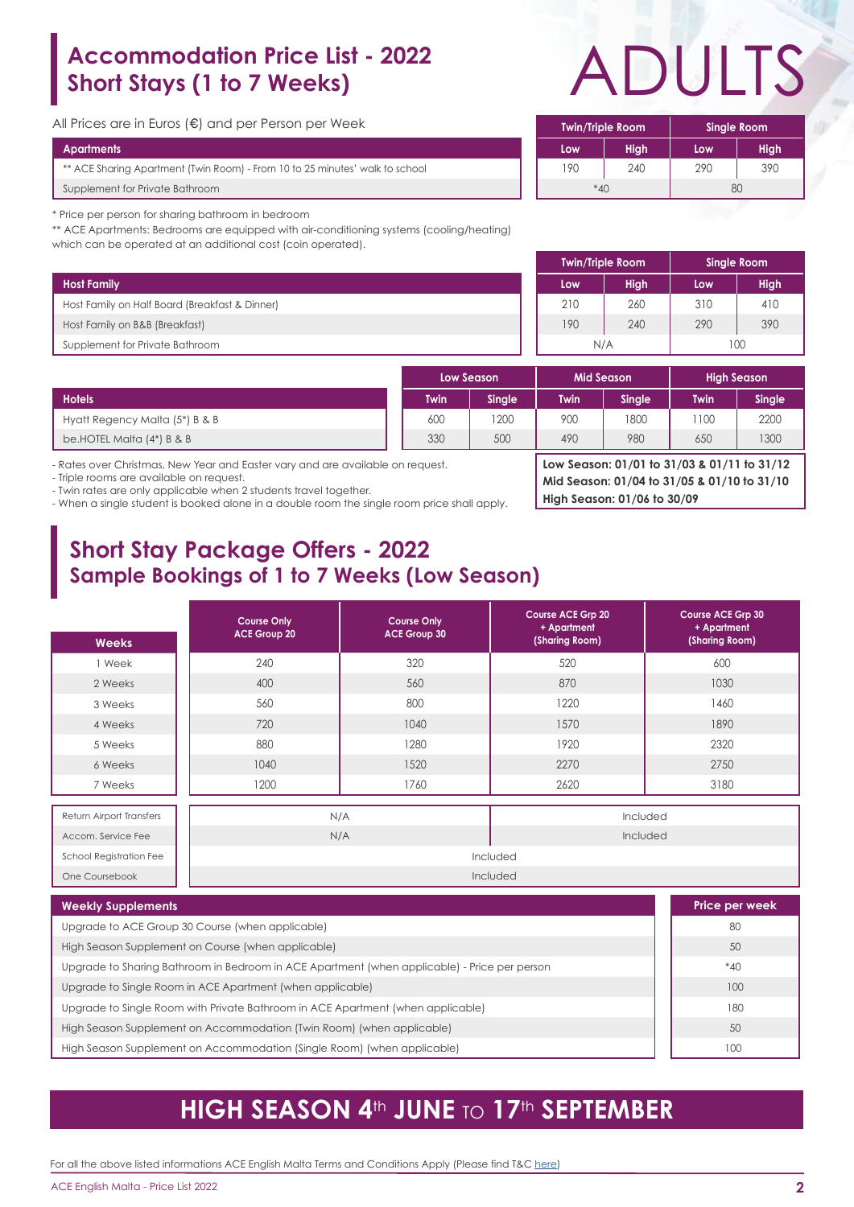# Accommodation Price List - 2022
## Short Stays (1 to 7 Weeks)

# ADULTS

All Prices are in Euros (€) and per Person per Week

| Apartments | Twin/Triple Room | | Single Room | |
|---|---|---|---|---|
| | Low | High | Low | High |
| ** ACE Sharing Apartment (Twin Room) - From 10 to 25 minutes' walk to school | 190 | 240 | 290 | 390 |
| Supplement for Private Bathroom | *40 | | 80 | |

* Price per person for sharing bathroom in bedroom

** ACE Apartments: Bedrooms are equipped with air-conditioning systems (cooling/heating) which can be operated at an additional cost (coin operated).

| Host Family | Twin/Triple Room | | Single Room | |
|---|---|---|---|---|
| | Low | High | Low | High |
| Host Family on Half Board (Breakfast & Dinner) | 210 | 260 | 310 | 410 |
| Host Family on B&B (Breakfast) | 190 | 240 | 290 | 390 |
| Supplement for Private Bathroom | N/A | | 100 | |

| Hotels | Low Season | | Mid Season | | High Season | |
|---|---|---|---|---|---|---|
| | Twin | Single | Twin | Single | Twin | Single |
| Hyatt Regency Malta (5*) B & B | 600 | 1200 | 900 | 1800 | 1100 | 2200 |
| be.HOTEL Malta (4*) B & B | 330 | 500 | 490 | 980 | 650 | 1300 |

- Rates over Christmas, New Year and Easter vary and are available on request.
- Triple rooms are available on request.
- Twin rates are only applicable when 2 students travel together.
- When a single student is booked alone in a double room the single room price shall apply.

**Low Season: 01/01 to 31/03 & 01/11 to 31/12**
**Mid Season: 01/04 to 31/05 & 01/10 to 31/10**
**High Season: 01/06 to 30/09**

# Short Stay Package Offers - 2022
## Sample Bookings of 1 to 7 Weeks (Low Season)

| Weeks | Course Only ACE Group 20 | Course Only ACE Group 30 | Course ACE Grp 20 + Apartment (Sharing Room) | Course ACE Grp 30 + Apartment (Sharing Room) |
|---|---|---|---|---|
| 1 Week | 240 | 320 | 520 | 600 |
| 2 Weeks | 400 | 560 | 870 | 1030 |
| 3 Weeks | 560 | 800 | 1220 | 1460 |
| 4 Weeks | 720 | 1040 | 1570 | 1890 |
| 5 Weeks | 880 | 1280 | 1920 | 2320 |
| 6 Weeks | 1040 | 1520 | 2270 | 2750 |
| 7 Weeks | 1200 | 1760 | 2620 | 3180 |
| Return Airport Transfers | N/A | | Included | |
| Accom. Service Fee | N/A | | Included | |
| School Registration Fee | Included | | | |
| One Coursebook | Included | | | |

| Weekly Supplements | Price per week |
|---|---|
| Upgrade to ACE Group 30 Course (when applicable) | 80 |
| High Season Supplement on Course (when applicable) | 50 |
| Upgrade to Sharing Bathroom in Bedroom in ACE Apartment (when applicable) - Price per person | *40 |
| Upgrade to Single Room in ACE Apartment (when applicable) | 100 |
| Upgrade to Single Room with Private Bathroom in ACE Apartment (when applicable) | 180 |
| High Season Supplement on Accommodation (Twin Room) (when applicable) | 50 |
| High Season Supplement on Accommodation (Single Room) (when applicable) | 100 |

## HIGH SEASON 4th JUNE TO 17th SEPTEMBER

For all the above listed informations ACE English Malta Terms and Conditions Apply (Please find T&C here)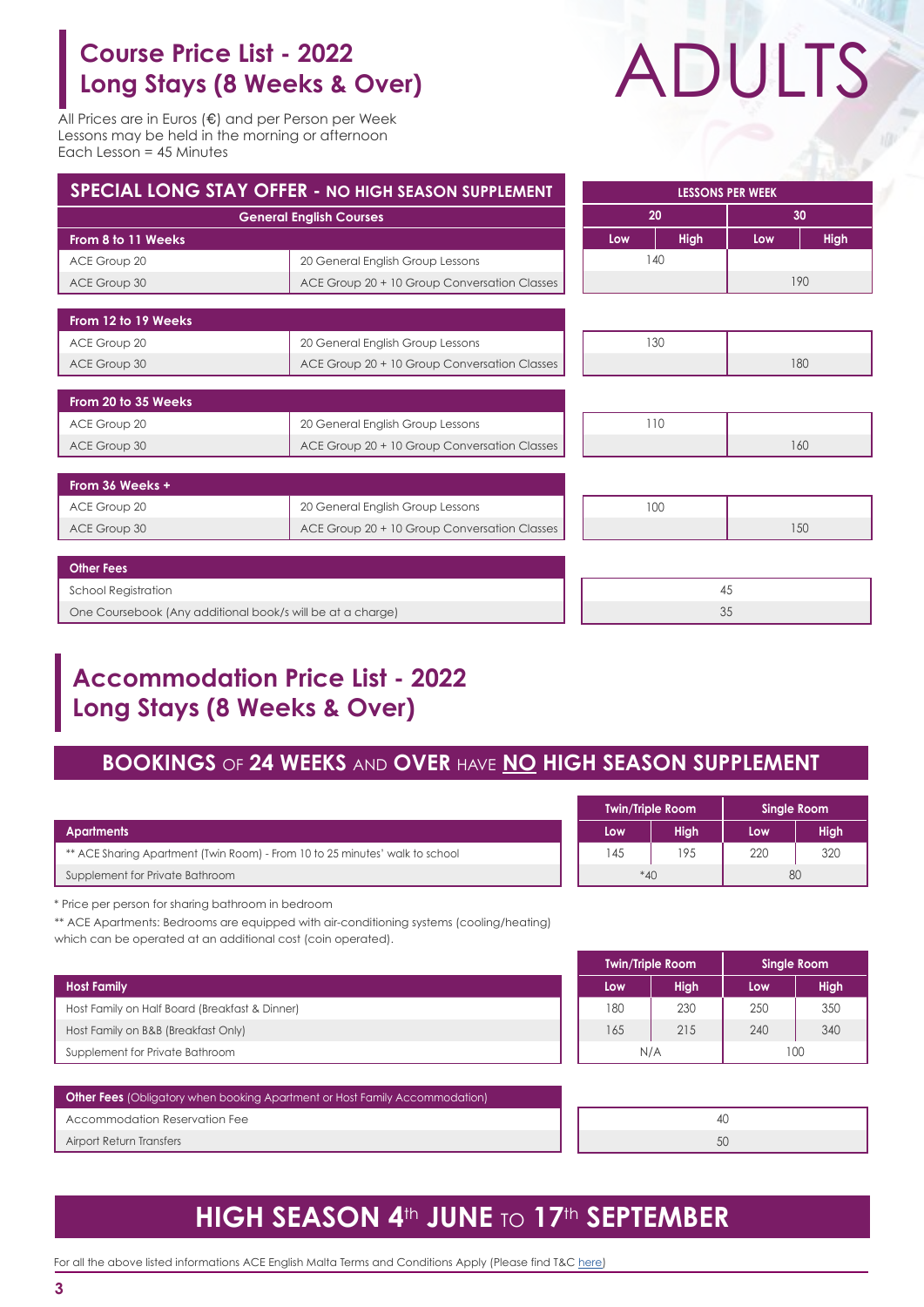# Course Price List - 2022
# Long Stays (8 Weeks & Over)

# ADULTS

All Prices are in Euros (€) and per Person per Week
Lessons may be held in the morning or afternoon
Each Lesson = 45 Minutes

## SPECIAL LONG STAY OFFER - NO HIGH SEASON SUPPLEMENT

| General English Courses | | LESSONS PER WEEK | | | |
|---|---|---|---|---|---|
| | | 20 | | 30 | |
| | | Low | High | Low | High |
| **From 8 to 11 Weeks** | | | | | |
| ACE Group 20 | 20 General English Group Lessons | 140 | | | |
| ACE Group 30 | ACE Group 20 + 10 Group Conversation Classes | | | 190 | |
| **From 12 to 19 Weeks** | | | | | |
| ACE Group 20 | 20 General English Group Lessons | 130 | | | |
| ACE Group 30 | ACE Group 20 + 10 Group Conversation Classes | | | 180 | |
| **From 20 to 35 Weeks** | | | | | |
| ACE Group 20 | 20 General English Group Lessons | 110 | | | |
| ACE Group 30 | ACE Group 20 + 10 Group Conversation Classes | | | 160 | |
| **From 36 Weeks +** | | | | | |
| ACE Group 20 | 20 General English Group Lessons | 100 | | | |
| ACE Group 30 | ACE Group 20 + 10 Group Conversation Classes | | | 150 | |

| Other Fees | |
|---|---|
| School Registration | 45 |
| One Coursebook (Any additional book/s will be at a charge) | 35 |

# Accommodation Price List - 2022
# Long Stays (8 Weeks & Over)

## BOOKINGS OF 24 WEEKS AND OVER HAVE NO HIGH SEASON SUPPLEMENT

| Apartments | Twin/Triple Room | | Single Room | |
|---|---|---|---|---|
| | Low | High | Low | High |
| ** ACE Sharing Apartment (Twin Room) - From 10 to 25 minutes' walk to school | 145 | 195 | 220 | 320 |
| Supplement for Private Bathroom | *40 | | 80 | |

* Price per person for sharing bathroom in bedroom

** ACE Apartments: Bedrooms are equipped with air-conditioning systems (cooling/heating) which can be operated at an additional cost (coin operated).

| Host Family | Twin/Triple Room | | Single Room | |
|---|---|---|---|---|
| | Low | High | Low | High |
| Host Family on Half Board (Breakfast & Dinner) | 180 | 230 | 250 | 350 |
| Host Family on B&B (Breakfast Only) | 165 | 215 | 240 | 340 |
| Supplement for Private Bathroom | N/A | | 100 | |

| Other Fees (Obligatory when booking Apartment or Host Family Accommodation) | |
|---|---|
| Accommodation Reservation Fee | 40 |
| Airport Return Transfers | 50 |

## HIGH SEASON 4th JUNE TO 17th SEPTEMBER

For all the above listed informations ACE English Malta Terms and Conditions Apply (Please find T&C here)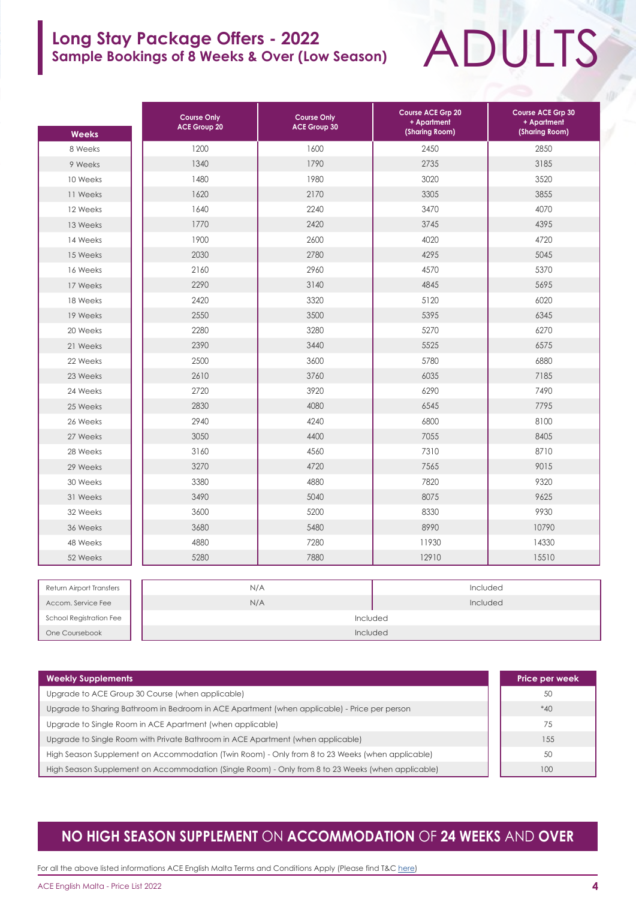# Long Stay Package Offers - 2022

## Sample Bookings of 8 Weeks & Over (Low Season)

# ADULTS

| Weeks | Course Only ACE Group 20 | Course Only ACE Group 30 | Course ACE Grp 20 + Apartment (Sharing Room) | Course ACE Grp 30 + Apartment (Sharing Room) |
|---|---|---|---|---|
| 8 Weeks | 1200 | 1600 | 2450 | 2850 |
| 9 Weeks | 1340 | 1790 | 2735 | 3185 |
| 10 Weeks | 1480 | 1980 | 3020 | 3520 |
| 11 Weeks | 1620 | 2170 | 3305 | 3855 |
| 12 Weeks | 1640 | 2240 | 3470 | 4070 |
| 13 Weeks | 1770 | 2420 | 3745 | 4395 |
| 14 Weeks | 1900 | 2600 | 4020 | 4720 |
| 15 Weeks | 2030 | 2780 | 4295 | 5045 |
| 16 Weeks | 2160 | 2960 | 4570 | 5370 |
| 17 Weeks | 2290 | 3140 | 4845 | 5695 |
| 18 Weeks | 2420 | 3320 | 5120 | 6020 |
| 19 Weeks | 2550 | 3500 | 5395 | 6345 |
| 20 Weeks | 2280 | 3280 | 5270 | 6270 |
| 21 Weeks | 2390 | 3440 | 5525 | 6575 |
| 22 Weeks | 2500 | 3600 | 5780 | 6880 |
| 23 Weeks | 2610 | 3760 | 6035 | 7185 |
| 24 Weeks | 2720 | 3920 | 6290 | 7490 |
| 25 Weeks | 2830 | 4080 | 6545 | 7795 |
| 26 Weeks | 2940 | 4240 | 6800 | 8100 |
| 27 Weeks | 3050 | 4400 | 7055 | 8405 |
| 28 Weeks | 3160 | 4560 | 7310 | 8710 |
| 29 Weeks | 3270 | 4720 | 7565 | 9015 |
| 30 Weeks | 3380 | 4880 | 7820 | 9320 |
| 31 Weeks | 3490 | 5040 | 8075 | 9625 |
| 32 Weeks | 3600 | 5200 | 8330 | 9930 |
| 36 Weeks | 3680 | 5480 | 8990 | 10790 |
| 48 Weeks | 4880 | 7280 | 11930 | 14330 |
| 52 Weeks | 5280 | 7880 | 12910 | 15510 |

| | Course Only | Course + Apartment |
|---|---|---|
| Return Airport Transfers | N/A | Included |
| Accom. Service Fee | N/A | Included |
| School Registration Fee | Included | Included |
| One Coursebook | Included | Included |

| Weekly Supplements | Price per week |
|---|---|
| Upgrade to ACE Group 30 Course (when applicable) | 50 |
| Upgrade to Sharing Bathroom in Bedroom in ACE Apartment (when applicable) - Price per person | *40 |
| Upgrade to Single Room in ACE Apartment (when applicable) | 75 |
| Upgrade to Single Room with Private Bathroom in ACE Apartment (when applicable) | 155 |
| High Season Supplement on Accommodation (Twin Room) - Only from 8 to 23 Weeks (when applicable) | 50 |
| High Season Supplement on Accommodation (Single Room) - Only from 8 to 23 Weeks (when applicable) | 100 |

**NO HIGH SEASON SUPPLEMENT** ON **ACCOMMODATION** OF **24 WEEKS** AND **OVER**

For all the above listed informations ACE English Malta Terms and Conditions Apply (Please find T&C here)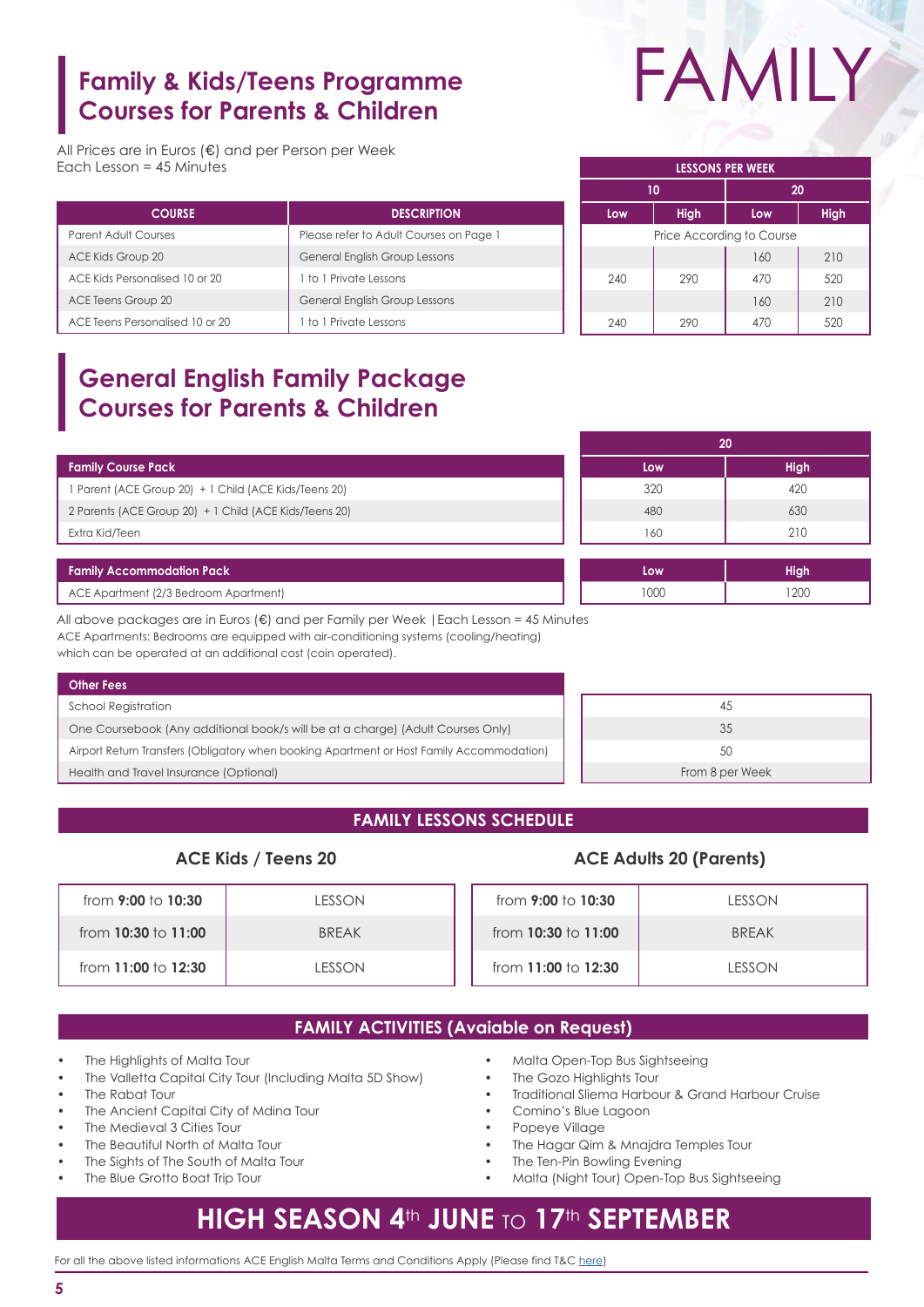# FAMILY

## Family & Kids/Teens Programme Courses for Parents & Children

All Prices are in Euros (€) and per Person per Week
Each Lesson = 45 Minutes

| COURSE | DESCRIPTION | LESSONS PER WEEK 10 Low | 10 High | 20 Low | 20 High |
|---|---|---|---|---|---|
| Parent Adult Courses | Please refer to Adult Courses on Page 1 | Price According to Course | | | |
| ACE Kids Group 20 | General English Group Lessons | | | 160 | 210 |
| ACE Kids Personalised 10 or 20 | 1 to 1 Private Lessons | 240 | 290 | 470 | 520 |
| ACE Teens Group 20 | General English Group Lessons | | | 160 | 210 |
| ACE Teens Personalised 10 or 20 | 1 to 1 Private Lessons | 240 | 290 | 470 | 520 |

## General English Family Package Courses for Parents & Children

| Family Course Pack | 20 Low | 20 High |
|---|---|---|
| 1 Parent (ACE Group 20) + 1 Child (ACE Kids/Teens 20) | 320 | 420 |
| 2 Parents (ACE Group 20) + 1 Child (ACE Kids/Teens 20) | 480 | 630 |
| Extra Kid/Teen | 160 | 210 |

| Family Accommodation Pack | Low | High |
|---|---|---|
| ACE Apartment (2/3 Bedroom Apartment) | 1000 | 1200 |

All above packages are in Euros (€) and per Family per Week | Each Lesson = 45 Minutes
ACE Apartments: Bedrooms are equipped with air-conditioning systems (cooling/heating) which can be operated at an additional cost (coin operated).

| Other Fees | |
|---|---|
| School Registration | 45 |
| One Coursebook (Any additional book/s will be at a charge) (Adult Courses Only) | 35 |
| Airport Return Transfers (Obligatory when booking Apartment or Host Family Accommodation) | 50 |
| Health and Travel Insurance (Optional) | From 8 per Week |

## FAMILY LESSONS SCHEDULE

### ACE Kids / Teens 20

| | |
|---|---|
| from **9:00** to **10:30** | LESSON |
| from **10:30** to **11:00** | BREAK |
| from **11:00** to **12:30** | LESSON |

### ACE Adults 20 (Parents)

| | |
|---|---|
| from **9:00** to **10:30** | LESSON |
| from **10:30** to **11:00** | BREAK |
| from **11:00** to **12:30** | LESSON |

## FAMILY ACTIVITIES (Avaiable on Request)

- The Highlights of Malta Tour
- The Valletta Capital City Tour (Including Malta 5D Show)
- The Rabat Tour
- The Ancient Capital City of Mdina Tour
- The Medieval 3 Cities Tour
- The Beautiful North of Malta Tour
- The Sights of The South of Malta Tour
- The Blue Grotto Boat Trip Tour
- Malta Open-Top Bus Sightseeing
- The Gozo Highlights Tour
- Traditional Sliema Harbour & Grand Harbour Cruise
- Comino's Blue Lagoon
- Popeye Village
- The Hagar Qim & Mnajdra Temples Tour
- The Ten-Pin Bowling Evening
- Malta (Night Tour) Open-Top Bus Sightseeing

## HIGH SEASON 4th JUNE TO 17th SEPTEMBER

For all the above listed informations ACE English Malta Terms and Conditions Apply (Please find T&C here)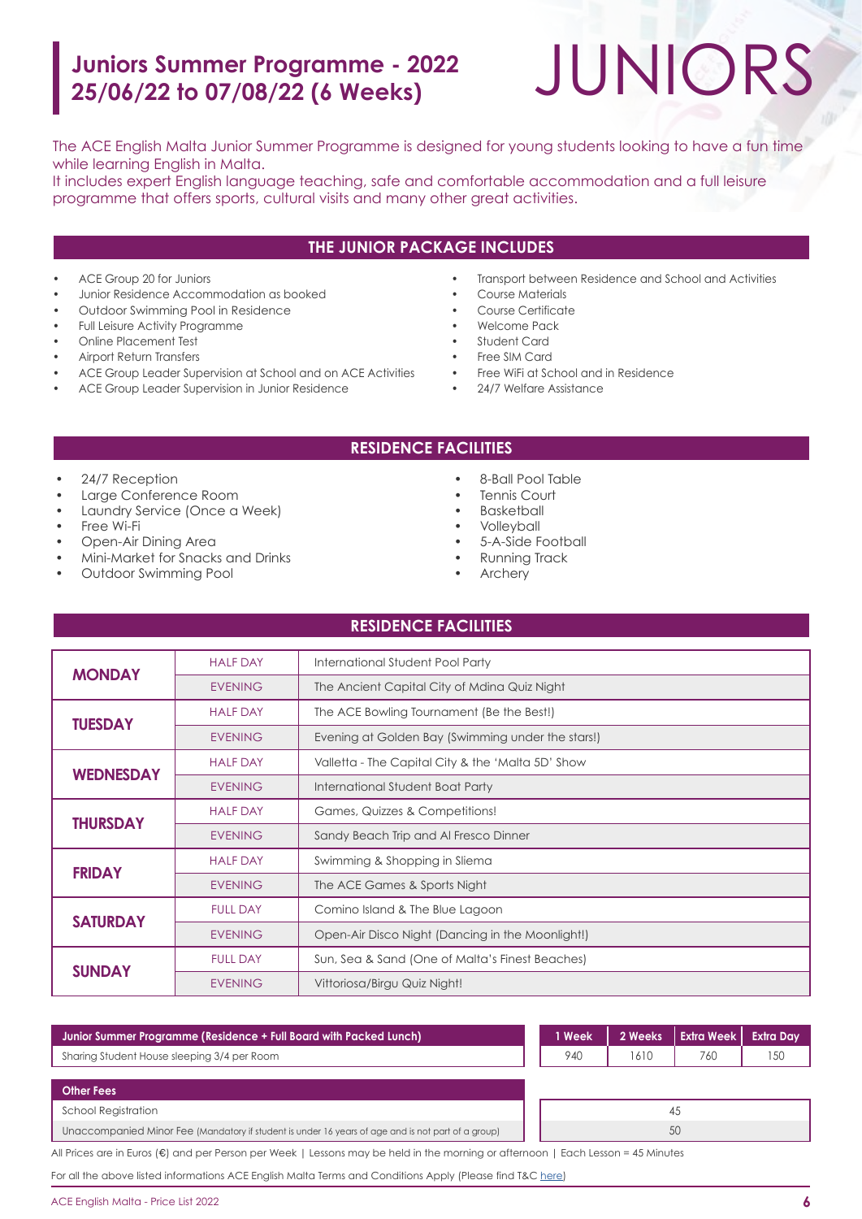# Juniors Summer Programme - 2022
## 25/06/22 to 07/08/22 (6 Weeks)

JUNIORS

The ACE English Malta Junior Summer Programme is designed for young students looking to have a fun time while learning English in Malta.
It includes expert English language teaching, safe and comfortable accommodation and a full leisure programme that offers sports, cultural visits and many other great activities.

## THE JUNIOR PACKAGE INCLUDES

- ACE Group 20 for Juniors
- Junior Residence Accommodation as booked
- Outdoor Swimming Pool in Residence
- Full Leisure Activity Programme
- Online Placement Test
- Airport Return Transfers
- ACE Group Leader Supervision at School and on ACE Activities
- ACE Group Leader Supervision in Junior Residence
- Transport between Residence and School and Activities
- Course Materials
- Course Certificate
- Welcome Pack
- Student Card
- Free SIM Card
- Free WiFi at School and in Residence
- 24/7 Welfare Assistance

## RESIDENCE FACILITIES

- 24/7 Reception
- Large Conference Room
- Laundry Service (Once a Week)
- Free Wi-Fi
- Open-Air Dining Area
- Mini-Market for Snacks and Drinks
- Outdoor Swimming Pool
- 8-Ball Pool Table
- Tennis Court
- Basketball
- Volleyball
- 5-A-Side Football
- Running Track
- Archery

## RESIDENCE FACILITIES

| Day | Time | Activity |
|---|---|---|
| **MONDAY** | HALF DAY | International Student Pool Party |
| | EVENING | The Ancient Capital City of Mdina Quiz Night |
| **TUESDAY** | HALF DAY | The ACE Bowling Tournament (Be the Best!) |
| | EVENING | Evening at Golden Bay (Swimming under the stars!) |
| **WEDNESDAY** | HALF DAY | Valletta - The Capital City & the 'Malta 5D' Show |
| | EVENING | International Student Boat Party |
| **THURSDAY** | HALF DAY | Games, Quizzes & Competitions! |
| | EVENING | Sandy Beach Trip and Al Fresco Dinner |
| **FRIDAY** | HALF DAY | Swimming & Shopping in Sliema |
| | EVENING | The ACE Games & Sports Night |
| **SATURDAY** | FULL DAY | Comino Island & The Blue Lagoon |
| | EVENING | Open-Air Disco Night (Dancing in the Moonlight!) |
| **SUNDAY** | FULL DAY | Sun, Sea & Sand (One of Malta's Finest Beaches) |
| | EVENING | Vittoriosa/Birgu Quiz Night! |

| Junior Summer Programme (Residence + Full Board with Packed Lunch) | 1 Week | 2 Weeks | Extra Week | Extra Day |
|---|---|---|---|---|
| Sharing Student House sleeping 3/4 per Room | 940 | 1610 | 760 | 150 |

| Other Fees | |
|---|---|
| School Registration | 45 |
| Unaccompanied Minor Fee (Mandatory if student is under 16 years of age and is not part of a group) | 50 |

All Prices are in Euros (€) and per Person per Week | Lessons may be held in the morning or afternoon | Each Lesson = 45 Minutes

For all the above listed informations ACE English Malta Terms and Conditions Apply (Please find T&C here)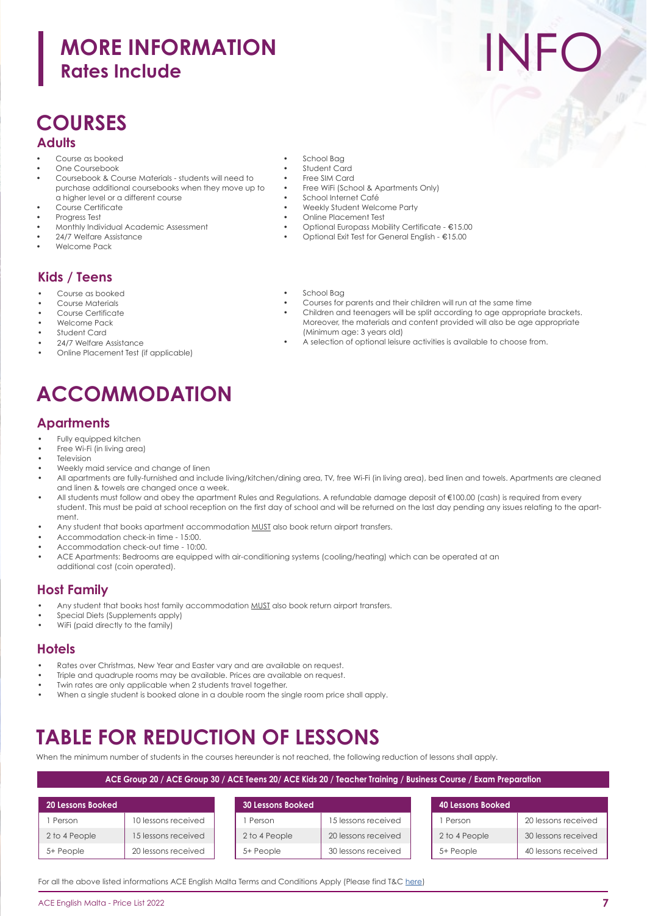# MORE INFORMATION
## Rates Include

INFO

# COURSES

## Adults

- Course as booked
- One Coursebook
- Coursebook & Course Materials - students will need to purchase additional coursebooks when they move up to a higher level or a different course
- Course Certificate
- Progress Test
- Monthly Individual Academic Assessment
- 24/7 Welfare Assistance
- Welcome Pack
- School Bag
- Student Card
- Free SIM Card
- Free WiFi (School & Apartments Only)
- School Internet Café
- Weekly Student Welcome Party
- Online Placement Test
- Optional Europass Mobility Certificate - €15.00
- Optional Exit Test for General English - €15.00

## Kids / Teens

- Course as booked
- Course Materials
- Course Certificate
- Welcome Pack
- Student Card
- 24/7 Welfare Assistance
- Online Placement Test (if applicable)
- School Bag
- Courses for parents and their children will run at the same time
- Children and teenagers will be split according to age appropriate brackets. Moreover, the materials and content provided will also be age appropriate (Minimum age: 3 years old)
- A selection of optional leisure activities is available to choose from.

# ACCOMMODATION

## Apartments

- Fully equipped kitchen
- Free Wi-Fi (in living area)
- Television
- Weekly maid service and change of linen
- All apartments are fully-furnished and include living/kitchen/dining area, TV, free Wi-Fi (in living area), bed linen and towels. Apartments are cleaned and linen & towels are changed once a week.
- All students must follow and obey the apartment Rules and Regulations. A refundable damage deposit of €100.00 (cash) is required from every student. This must be paid at school reception on the first day of school and will be returned on the last day pending any issues relating to the apartment.
- Any student that books apartment accommodation MUST also book return airport transfers.
- Accommodation check-in time - 15:00.
- Accommodation check-out time - 10:00.
- ACE Apartments: Bedrooms are equipped with air-conditioning systems (cooling/heating) which can be operated at an additional cost (coin operated).

## Host Family

- Any student that books host family accommodation MUST also book return airport transfers.
- Special Diets (Supplements apply)
- WiFi (paid directly to the family)

## Hotels

- Rates over Christmas, New Year and Easter vary and are available on request.
- Triple and quadruple rooms may be available. Prices are available on request.
- Twin rates are only applicable when 2 students travel together.
- When a single student is booked alone in a double room the single room price shall apply.

# TABLE FOR REDUCTION OF LESSONS

When the minimum number of students in the courses hereunder is not reached, the following reduction of lessons shall apply.

**ACE Group 20 / ACE Group 30 / ACE Teens 20/ ACE Kids 20 / Teacher Training / Business Course / Exam Preparation**

| 20 Lessons Booked | |
|---|---|
| 1 Person | 10 lessons received |
| 2 to 4 People | 15 lessons received |
| 5+ People | 20 lessons received |

| 30 Lessons Booked | |
|---|---|
| 1 Person | 15 lessons received |
| 2 to 4 People | 20 lessons received |
| 5+ People | 30 lessons received |

| 40 Lessons Booked | |
|---|---|
| 1 Person | 20 lessons received |
| 2 to 4 People | 30 lessons received |
| 5+ People | 40 lessons received |

For all the above listed informations ACE English Malta Terms and Conditions Apply (Please find T&C here)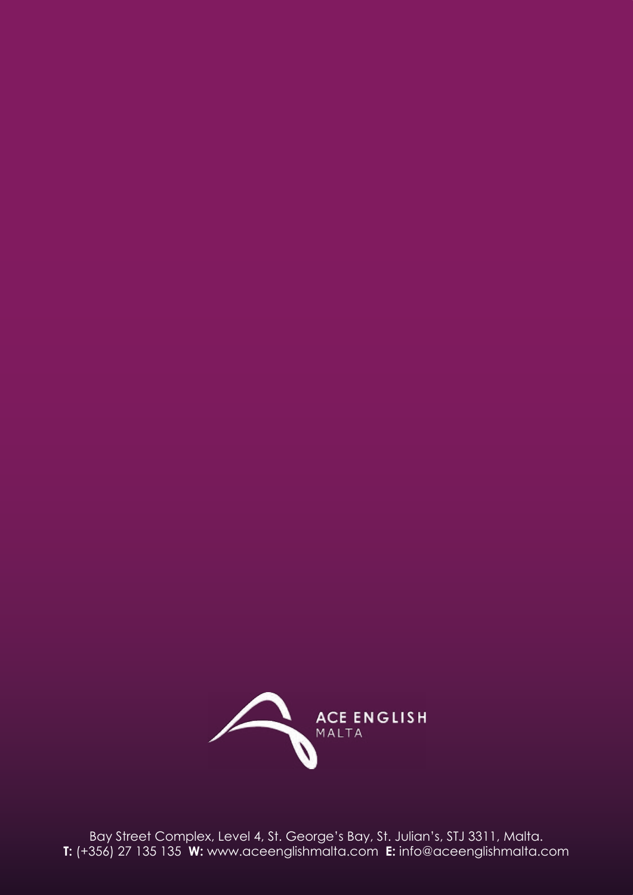ACE ENGLISH
MALTA

Bay Street Complex, Level 4, St. George's Bay, St. Julian's, STJ 3311, Malta.
**T:** (+356) 27 135 135 **W:** www.aceenglishmalta.com **E:** info@aceenglishmalta.com